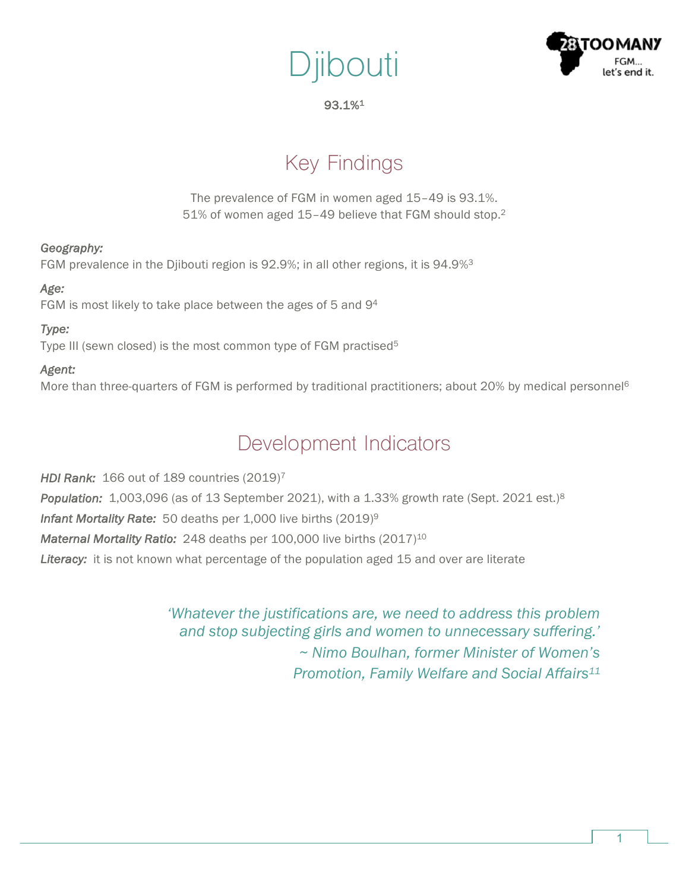# Djibouti

**93.1%**[1]

## Key Findings

The prevalence of FGM in women aged 15–49 is 93.1%.
51% of women aged 15–49 believe that FGM should stop.[2]

*Geography:*
FGM prevalence in the Djibouti region is 92.9%; in all other regions, it is 94.9%[3]

*Age:*
FGM is most likely to take place between the ages of 5 and 9[4]

*Type:*
Type III (sewn closed) is the most common type of FGM practised[5]

*Agent:*
More than three-quarters of FGM is performed by traditional practitioners; about 20% by medical personnel[6]

## Development Indicators

***HDI Rank:*** 166 out of 189 countries (2019)[7]

***Population:*** 1,003,096 (as of 13 September 2021), with a 1.33% growth rate (Sept. 2021 est.)[8]

***Infant Mortality Rate:*** 50 deaths per 1,000 live births (2019)[9]

***Maternal Mortality Ratio:*** 248 deaths per 100,000 live births (2017)[10]

***Literacy:*** it is not known what percentage of the population aged 15 and over are literate

*'Whatever the justifications are, we need to address this problem and stop subjecting girls and women to unnecessary suffering.'*
*~ Nimo Boulhan, former Minister of Women's Promotion, Family Welfare and Social Affairs*[11]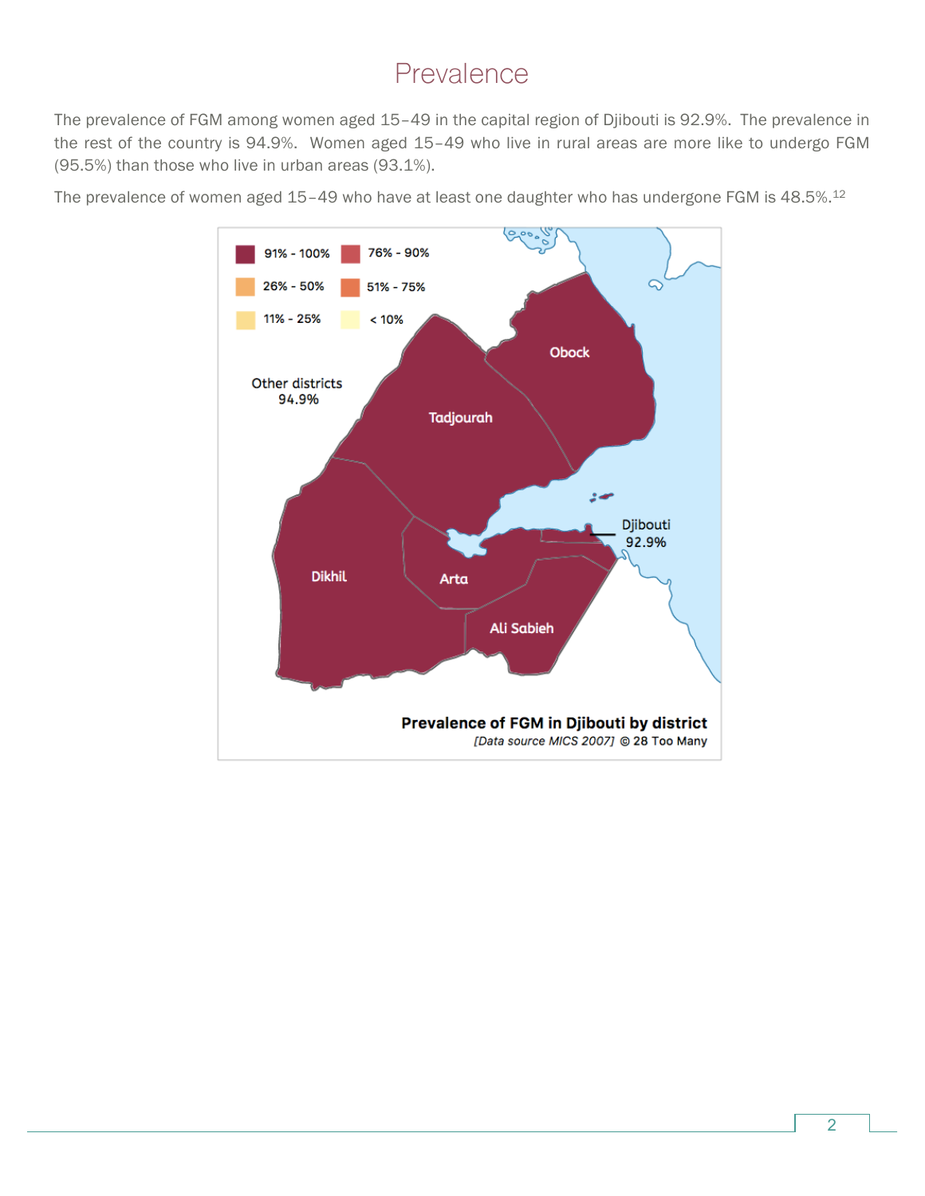# Prevalence

The prevalence of FGM among women aged 15–49 in the capital region of Djibouti is 92.9%. The prevalence in the rest of the country is 94.9%. Women aged 15–49 who live in rural areas are more like to undergo FGM (95.5%) than those who live in urban areas (93.1%).

The prevalence of women aged 15–49 who have at least one daughter who has undergone FGM is 48.5%.[12]

91% - 100% | 76% - 90% | 26% - 50% | 51% - 75% | 11% - 25% | < 10%

Other districts 94.9%

Obock

Tadjourah

Dikhil

Arta

Ali Sabieh

Djibouti 92.9%

**Prevalence of FGM in Djibouti by district**

*[Data source MICS 2007]* © 28 Too Many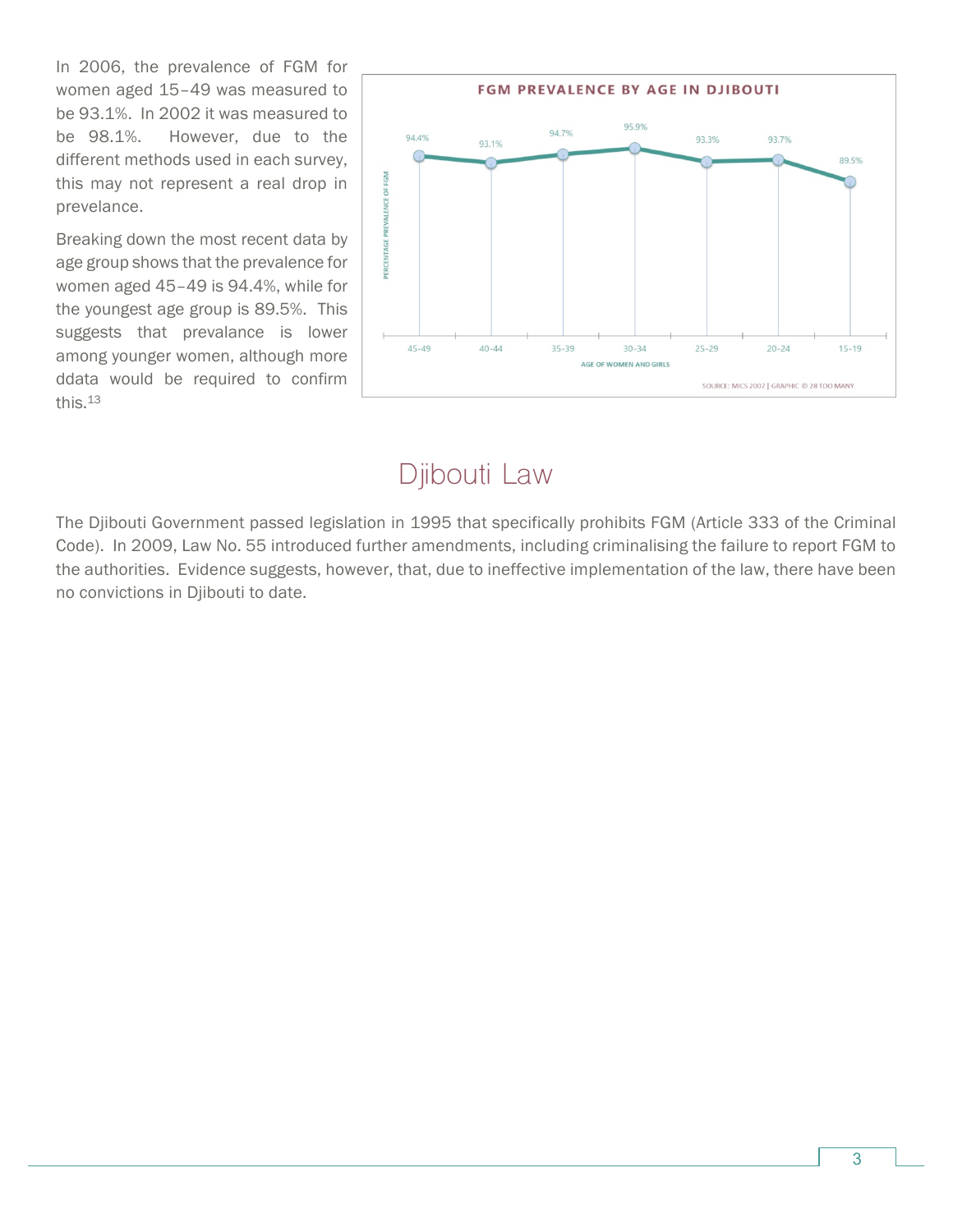In 2006, the prevalence of FGM for women aged 15–49 was measured to be 93.1%. In 2002 it was measured to be 98.1%. However, due to the different methods used in each survey, this may not represent a real drop in prevelance.

Breaking down the most recent data by age group shows that the prevalence for women aged 45–49 is 94.4%, while for the youngest age group is 89.5%. This suggests that prevalance is lower among younger women, although more ddata would be required to confirm this.[13]

## Djibouti Law

The Djibouti Government passed legislation in 1995 that specifically prohibits FGM (Article 333 of the Criminal Code). In 2009, Law No. 55 introduced further amendments, including criminalising the failure to report FGM to the authorities. Evidence suggests, however, that, due to ineffective implementation of the law, there have been no convictions in Djibouti to date.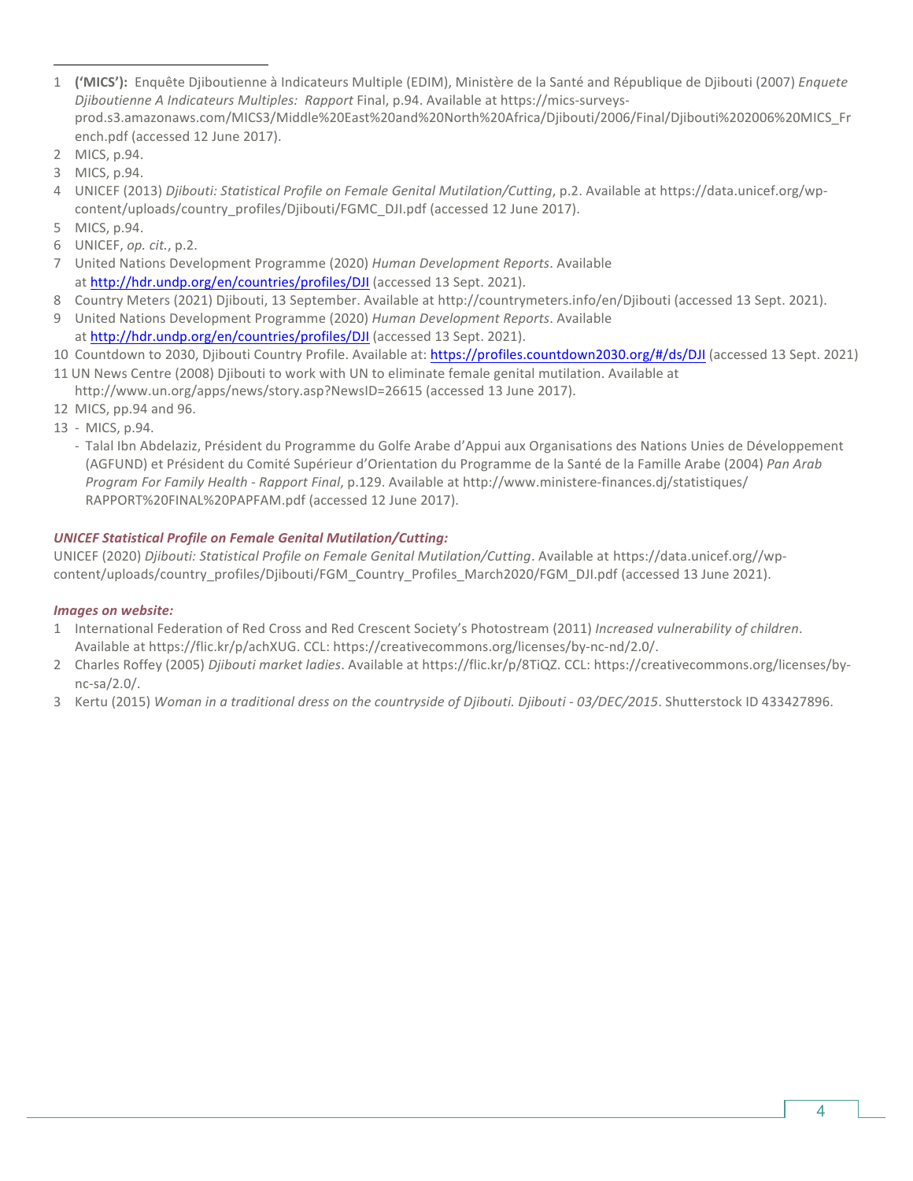1 **('MICS'):** Enquête Djiboutienne à Indicateurs Multiple (EDIM), Ministère de la Santé and République de Djibouti (2007) *Enquete Djiboutienne A Indicateurs Multiples: Rapport* Final, p.94. Available at https://mics-surveys-prod.s3.amazonaws.com/MICS3/Middle%20East%20and%20North%20Africa/Djibouti/2006/Final/Djibouti%202006%20MICS_French.pdf (accessed 12 June 2017).

2 MICS, p.94.

3 MICS, p.94.

4 UNICEF (2013) *Djibouti: Statistical Profile on Female Genital Mutilation/Cutting*, p.2. Available at https://data.unicef.org/wp-content/uploads/country_profiles/Djibouti/FGMC_DJI.pdf (accessed 12 June 2017).

5 MICS, p.94.

6 UNICEF, *op. cit.*, p.2.

7 United Nations Development Programme (2020) *Human Development Reports*. Available at http://hdr.undp.org/en/countries/profiles/DJI (accessed 13 Sept. 2021).

8 Country Meters (2021) Djibouti, 13 September. Available at http://countrymeters.info/en/Djibouti (accessed 13 Sept. 2021).

9 United Nations Development Programme (2020) *Human Development Reports*. Available at http://hdr.undp.org/en/countries/profiles/DJI (accessed 13 Sept. 2021).

10 Countdown to 2030, Djibouti Country Profile. Available at: https://profiles.countdown2030.org/#/ds/DJI (accessed 13 Sept. 2021)

11 UN News Centre (2008) Djibouti to work with UN to eliminate female genital mutilation. Available at http://www.un.org/apps/news/story.asp?NewsID=26615 (accessed 13 June 2017).

12 MICS, pp.94 and 96.

13 - MICS, p.94.
- Talal Ibn Abdelaziz, Président du Programme du Golfe Arabe d'Appui aux Organisations des Nations Unies de Développement (AGFUND) et Président du Comité Supérieur d'Orientation du Programme de la Santé de la Famille Arabe (2004) *Pan Arab Program For Family Health - Rapport Final*, p.129. Available at http://www.ministere-finances.dj/statistiques/RAPPORT%20FINAL%20PAPFAM.pdf (accessed 12 June 2017).

***UNICEF Statistical Profile on Female Genital Mutilation/Cutting:***

UNICEF (2020) *Djibouti: Statistical Profile on Female Genital Mutilation/Cutting*. Available at https://data.unicef.org//wp-content/uploads/country_profiles/Djibouti/FGM_Country_Profiles_March2020/FGM_DJI.pdf (accessed 13 June 2021).

***Images on website:***

1 International Federation of Red Cross and Red Crescent Society's Photostream (2011) *Increased vulnerability of children*. Available at https://flic.kr/p/achXUG. CCL: https://creativecommons.org/licenses/by-nc-nd/2.0/.

2 Charles Roffey (2005) *Djibouti market ladies*. Available at https://flic.kr/p/8TiQZ. CCL: https://creativecommons.org/licenses/by-nc-sa/2.0/.

3 Kertu (2015) *Woman in a traditional dress on the countryside of Djibouti. Djibouti - 03/DEC/2015*. Shutterstock ID 433427896.